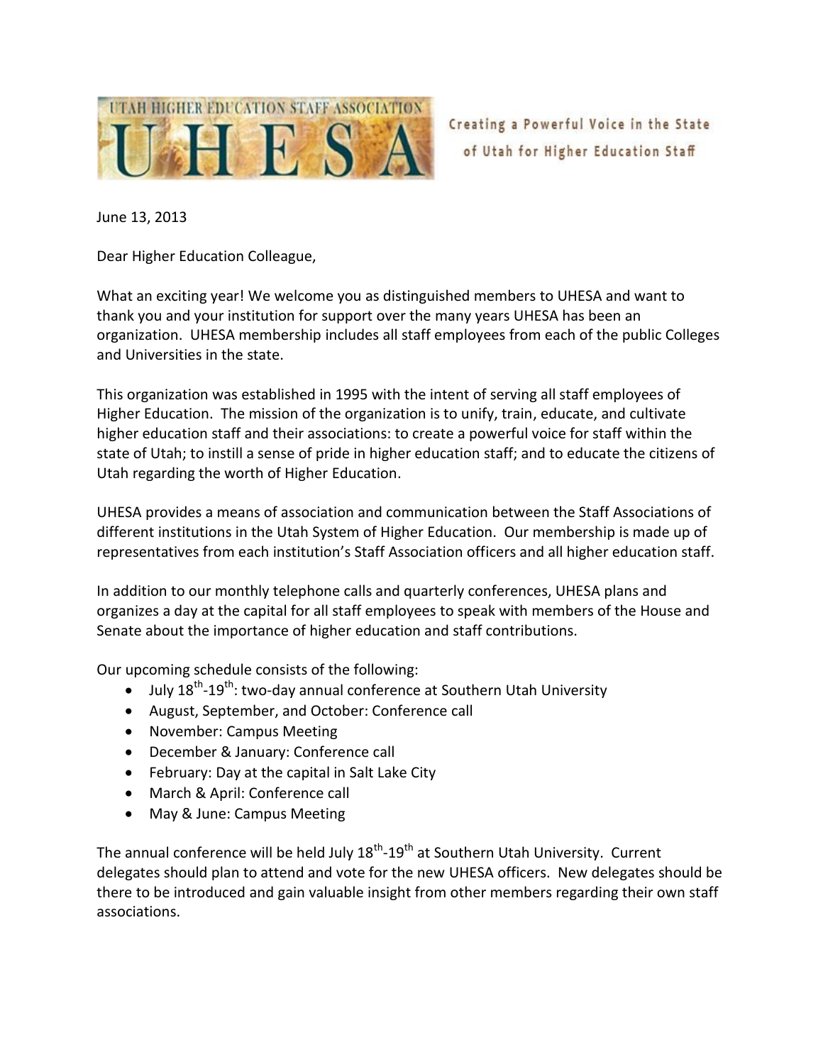UTAH HIGHER EDUCATION STAFF ASSOCIATION

# UHESA

Creating a Powerful Voice in the State of Utah for Higher Education Staff

June 13, 2013

Dear Higher Education Colleague,

What an exciting year! We welcome you as distinguished members to UHESA and want to thank you and your institution for support over the many years UHESA has been an organization. UHESA membership includes all staff employees from each of the public Colleges and Universities in the state.

This organization was established in 1995 with the intent of serving all staff employees of Higher Education. The mission of the organization is to unify, train, educate, and cultivate higher education staff and their associations: to create a powerful voice for staff within the state of Utah; to instill a sense of pride in higher education staff; and to educate the citizens of Utah regarding the worth of Higher Education.

UHESA provides a means of association and communication between the Staff Associations of different institutions in the Utah System of Higher Education. Our membership is made up of representatives from each institution's Staff Association officers and all higher education staff.

In addition to our monthly telephone calls and quarterly conferences, UHESA plans and organizes a day at the capital for all staff employees to speak with members of the House and Senate about the importance of higher education and staff contributions.

Our upcoming schedule consists of the following:

- July 18th-19th: two-day annual conference at Southern Utah University
- August, September, and October: Conference call
- November: Campus Meeting
- December & January: Conference call
- February: Day at the capital in Salt Lake City
- March & April: Conference call
- May & June: Campus Meeting

The annual conference will be held July 18th-19th at Southern Utah University. Current delegates should plan to attend and vote for the new UHESA officers. New delegates should be there to be introduced and gain valuable insight from other members regarding their own staff associations.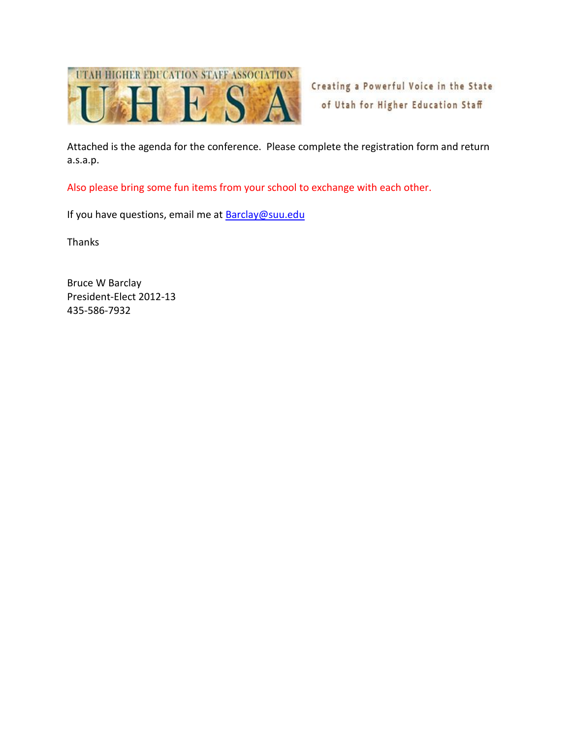UTAH HIGHER EDUCATION STAFF ASSOCIATION

# UHESA

Creating a Powerful Voice in the State of Utah for Higher Education Staff

Attached is the agenda for the conference. Please complete the registration form and return a.s.a.p.

Also please bring some fun items from your school to exchange with each other.

If you have questions, email me at Barclay@suu.edu

Thanks

Bruce W Barclay
President-Elect 2012-13
435-586-7932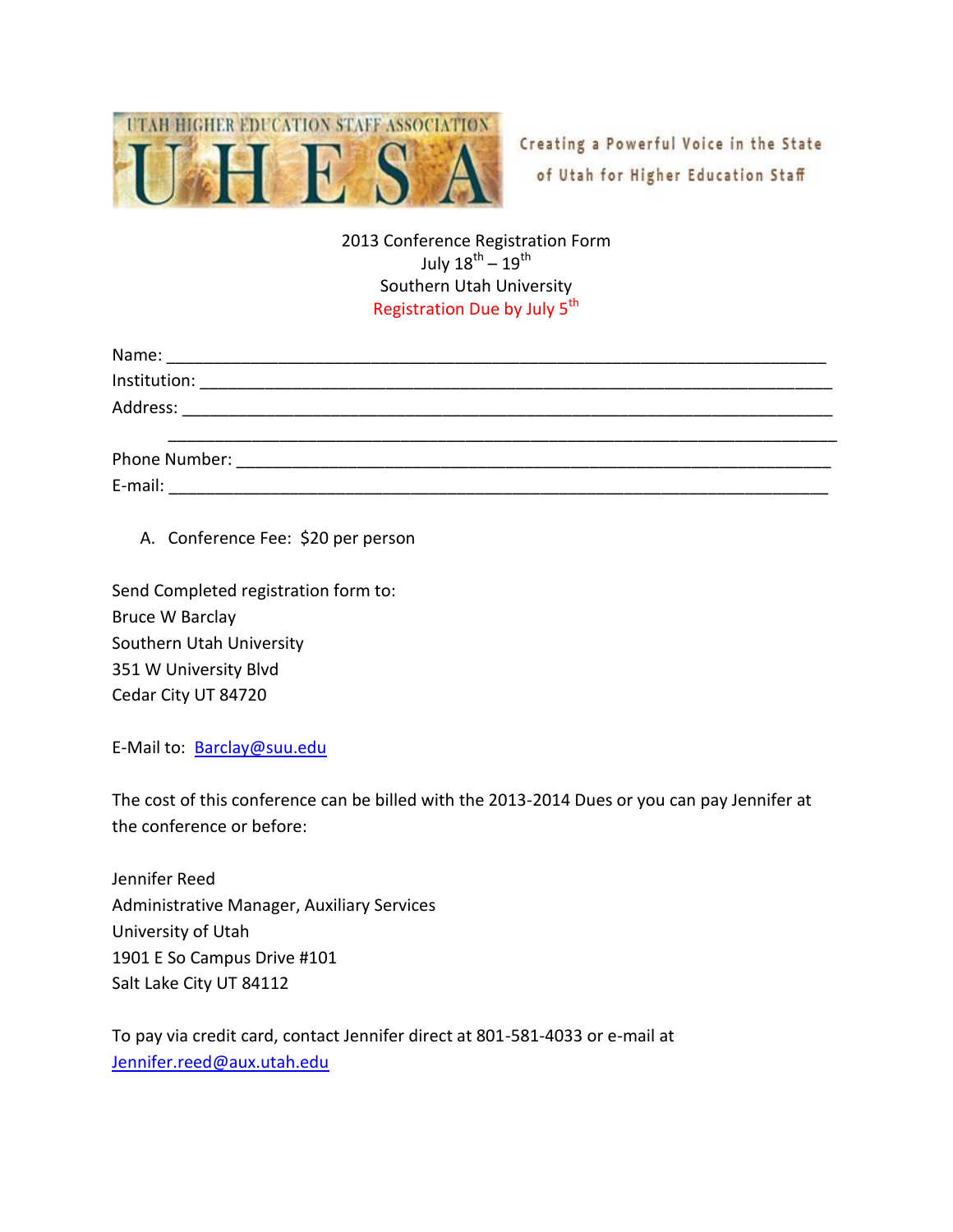UTAH HIGHER EDUCATION STAFF ASSOCIATION

# UHESA

Creating a Powerful Voice in the State of Utah for Higher Education Staff

2013 Conference Registration Form
July 18th – 19th
Southern Utah University
Registration Due by July 5th

Name: ___________________________________________________________________________

Institution: _______________________________________________________________________

Address: _________________________________________________________________________

_______________________________________________________________________________

Phone Number: ____________________________________________________________________

E-mail: ___________________________________________________________________________

A. Conference Fee: $20 per person

Send Completed registration form to:
Bruce W Barclay
Southern Utah University
351 W University Blvd
Cedar City UT 84720

E-Mail to: Barclay@suu.edu

The cost of this conference can be billed with the 2013-2014 Dues or you can pay Jennifer at the conference or before:

Jennifer Reed
Administrative Manager, Auxiliary Services
University of Utah
1901 E So Campus Drive #101
Salt Lake City UT 84112

To pay via credit card, contact Jennifer direct at 801-581-4033 or e-mail at Jennifer.reed@aux.utah.edu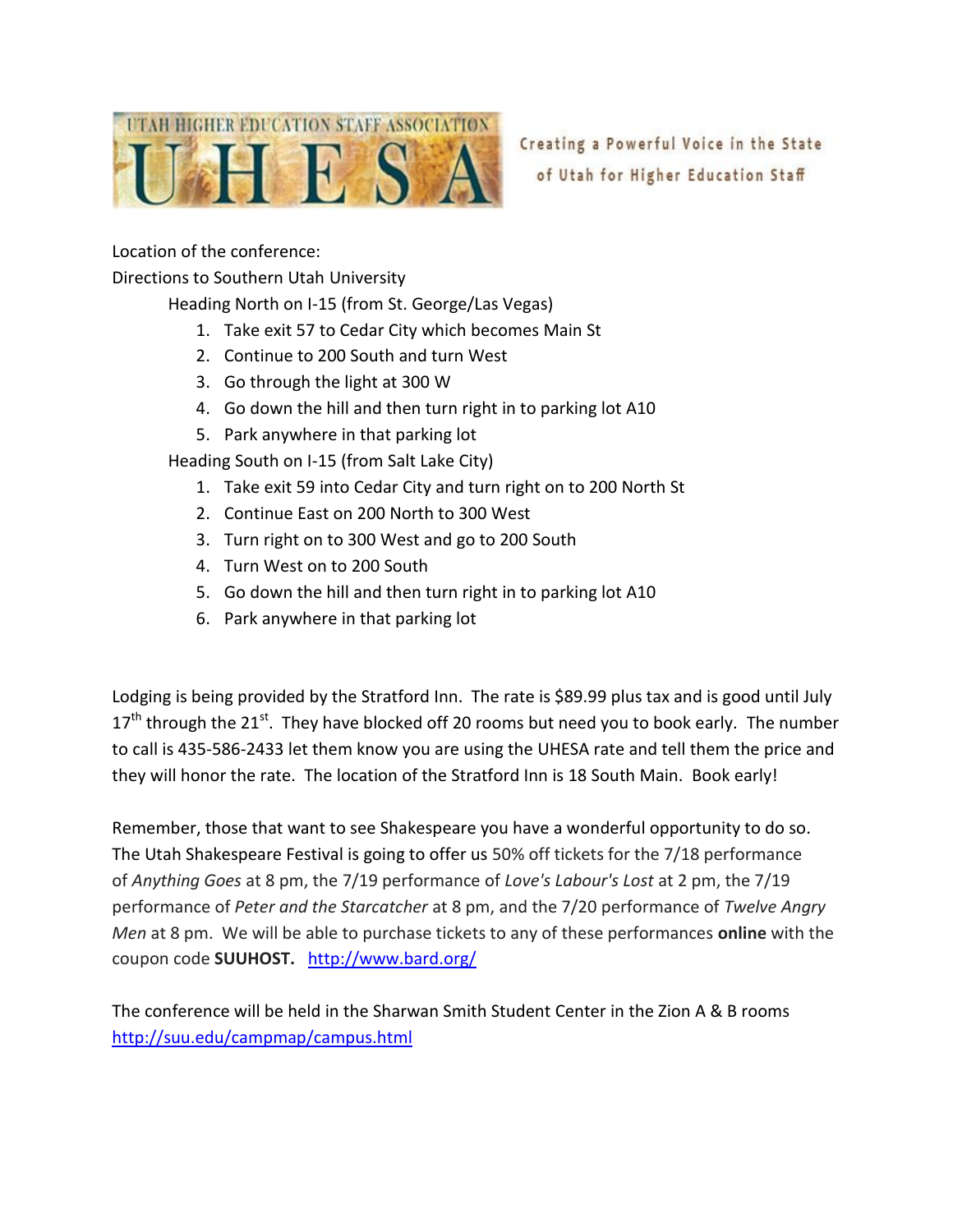UTAH HIGHER EDUCATION STAFF ASSOCIATION

# UHESA

Creating a Powerful Voice in the State of Utah for Higher Education Staff

Location of the conference:

Directions to Southern Utah University

Heading North on I-15 (from St. George/Las Vegas)

1. Take exit 57 to Cedar City which becomes Main St
2. Continue to 200 South and turn West
3. Go through the light at 300 W
4. Go down the hill and then turn right in to parking lot A10
5. Park anywhere in that parking lot

Heading South on I-15 (from Salt Lake City)

1. Take exit 59 into Cedar City and turn right on to 200 North St
2. Continue East on 200 North to 300 West
3. Turn right on to 300 West and go to 200 South
4. Turn West on to 200 South
5. Go down the hill and then turn right in to parking lot A10
6. Park anywhere in that parking lot

Lodging is being provided by the Stratford Inn. The rate is $89.99 plus tax and is good until July 17th through the 21st. They have blocked off 20 rooms but need you to book early. The number to call is 435-586-2433 let them know you are using the UHESA rate and tell them the price and they will honor the rate. The location of the Stratford Inn is 18 South Main. Book early!

Remember, those that want to see Shakespeare you have a wonderful opportunity to do so. The Utah Shakespeare Festival is going to offer us 50% off tickets for the 7/18 performance of *Anything Goes* at 8 pm, the 7/19 performance of *Love's Labour's Lost* at 2 pm, the 7/19 performance of *Peter and the Starcatcher* at 8 pm, and the 7/20 performance of *Twelve Angry Men* at 8 pm. We will be able to purchase tickets to any of these performances **online** with the coupon code **SUUHOST.** http://www.bard.org/

The conference will be held in the Sharwan Smith Student Center in the Zion A & B rooms http://suu.edu/campmap/campus.html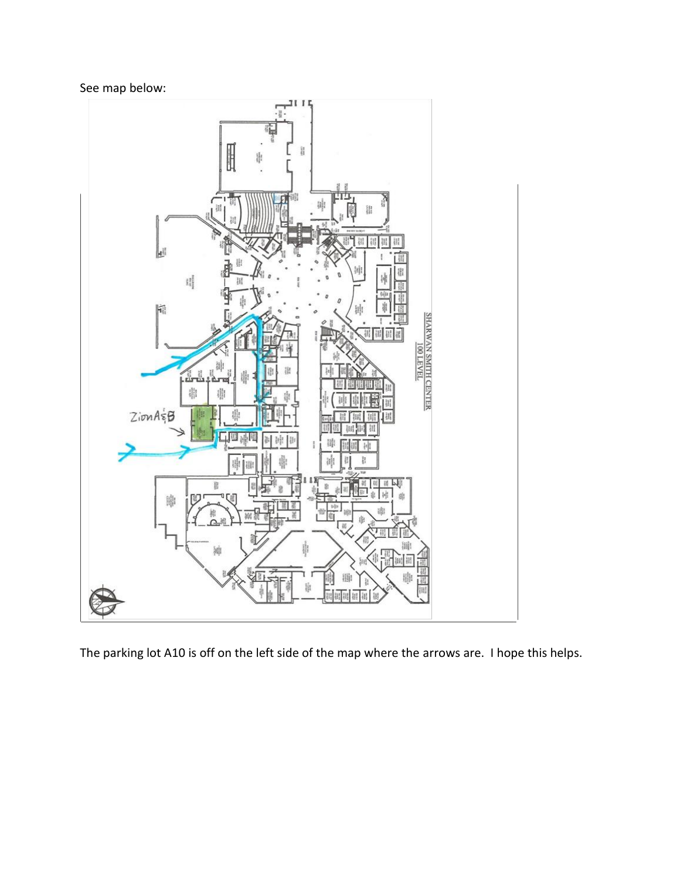See map below:

The parking lot A10 is off on the left side of the map where the arrows are. I hope this helps.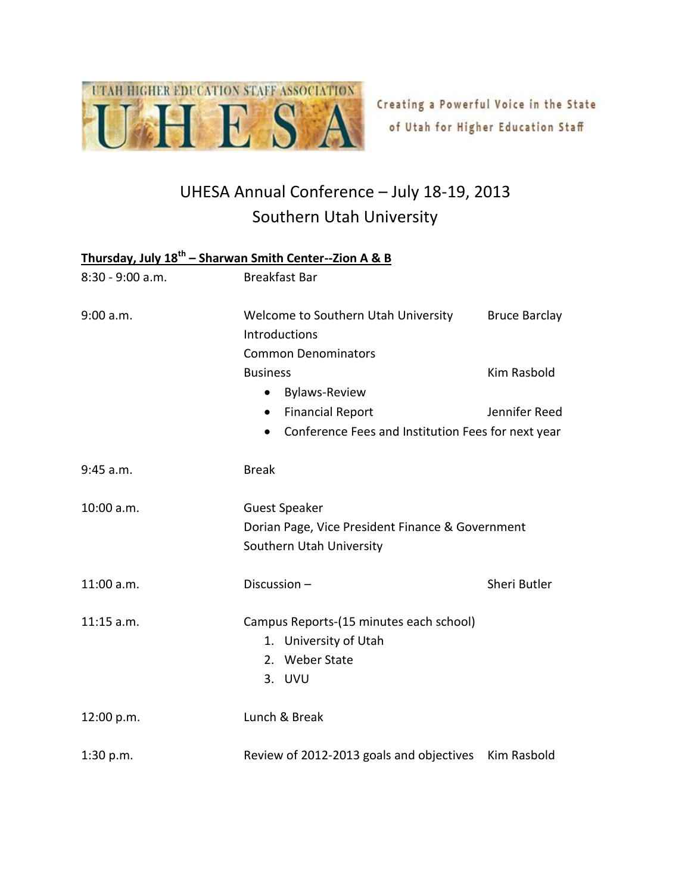UTAH HIGHER EDUCATION STAFF ASSOCIATION

UHESA

Creating a Powerful Voice in the State of Utah for Higher Education Staff

# UHESA Annual Conference – July 18-19, 2013
## Southern Utah University

**Thursday, July 18th – Sharwan Smith Center--Zion A & B**

| | | |
|---|---|---|
| 8:30 - 9:00 a.m. | Breakfast Bar | |
| 9:00 a.m. | Welcome to Southern Utah University | Bruce Barclay |
| | Introductions | |
| | Common Denominators | |
| | Business | Kim Rasbold |
| | • Bylaws-Review | |
| | • Financial Report | Jennifer Reed |
| | • Conference Fees and Institution Fees for next year | |
| 9:45 a.m. | Break | |
| 10:00 a.m. | Guest Speaker<br>Dorian Page, Vice President Finance & Government<br>Southern Utah University | |
| 11:00 a.m. | Discussion – | Sheri Butler |
| 11:15 a.m. | Campus Reports-(15 minutes each school)<br>1. University of Utah<br>2. Weber State<br>3. UVU | |
| 12:00 p.m. | Lunch & Break | |
| 1:30 p.m. | Review of 2012-2013 goals and objectives | Kim Rasbold |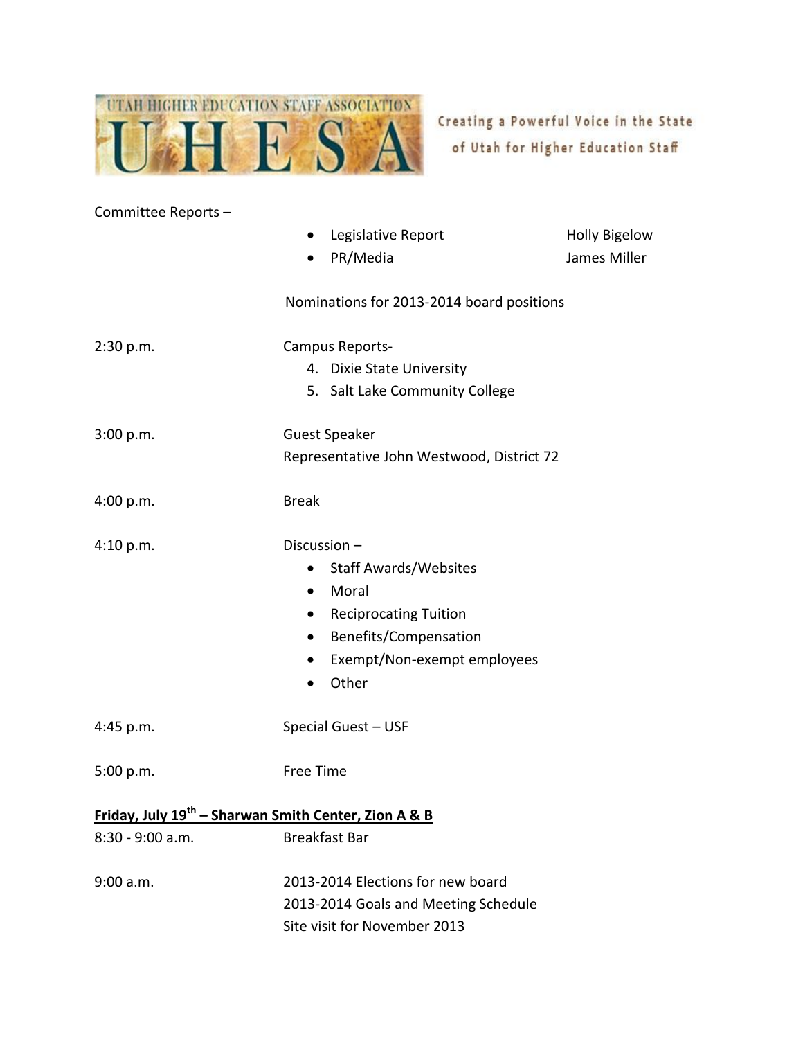UTAH HIGHER EDUCATION STAFF ASSOCIATION

UHESA

Creating a Powerful Voice in the State of Utah for Higher Education Staff

Committee Reports –

- Legislative Report — Holly Bigelow
- PR/Media — James Miller

Nominations for 2013-2014 board positions

2:30 p.m. — Campus Reports-

4. Dixie State University
5. Salt Lake Community College

3:00 p.m. — Guest Speaker
Representative John Westwood, District 72

4:00 p.m. — Break

4:10 p.m. — Discussion –

- Staff Awards/Websites
- Moral
- Reciprocating Tuition
- Benefits/Compensation
- Exempt/Non-exempt employees
- Other

4:45 p.m. — Special Guest – USF

5:00 p.m. — Free Time

**<u>Friday, July 19th – Sharwan Smith Center, Zion A & B</u>**

8:30 - 9:00 a.m. — Breakfast Bar

9:00 a.m. — 2013-2014 Elections for new board
2013-2014 Goals and Meeting Schedule
Site visit for November 2013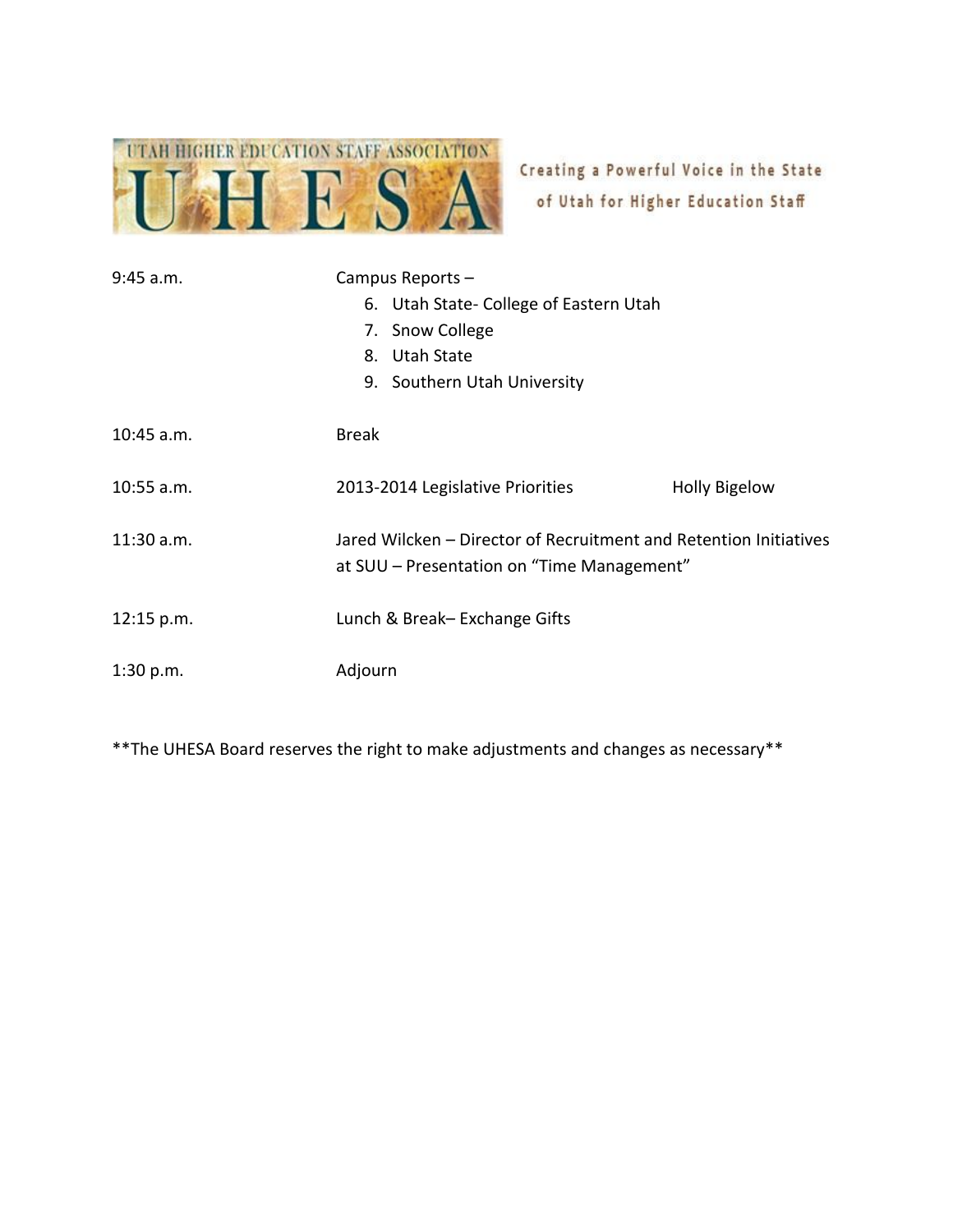UTAH HIGHER EDUCATION STAFF ASSOCIATION

UHESA

Creating a Powerful Voice in the State of Utah for Higher Education Staff

| | | |
|---|---|---|
| 9:45 a.m. | Campus Reports –<br>6. Utah State- College of Eastern Utah<br>7. Snow College<br>8. Utah State<br>9. Southern Utah University | |
| 10:45 a.m. | Break | |
| 10:55 a.m. | 2013-2014 Legislative Priorities | Holly Bigelow |
| 11:30 a.m. | Jared Wilcken – Director of Recruitment and Retention Initiatives at SUU – Presentation on "Time Management" | |
| 12:15 p.m. | Lunch & Break– Exchange Gifts | |
| 1:30 p.m. | Adjourn | |

**The UHESA Board reserves the right to make adjustments and changes as necessary**